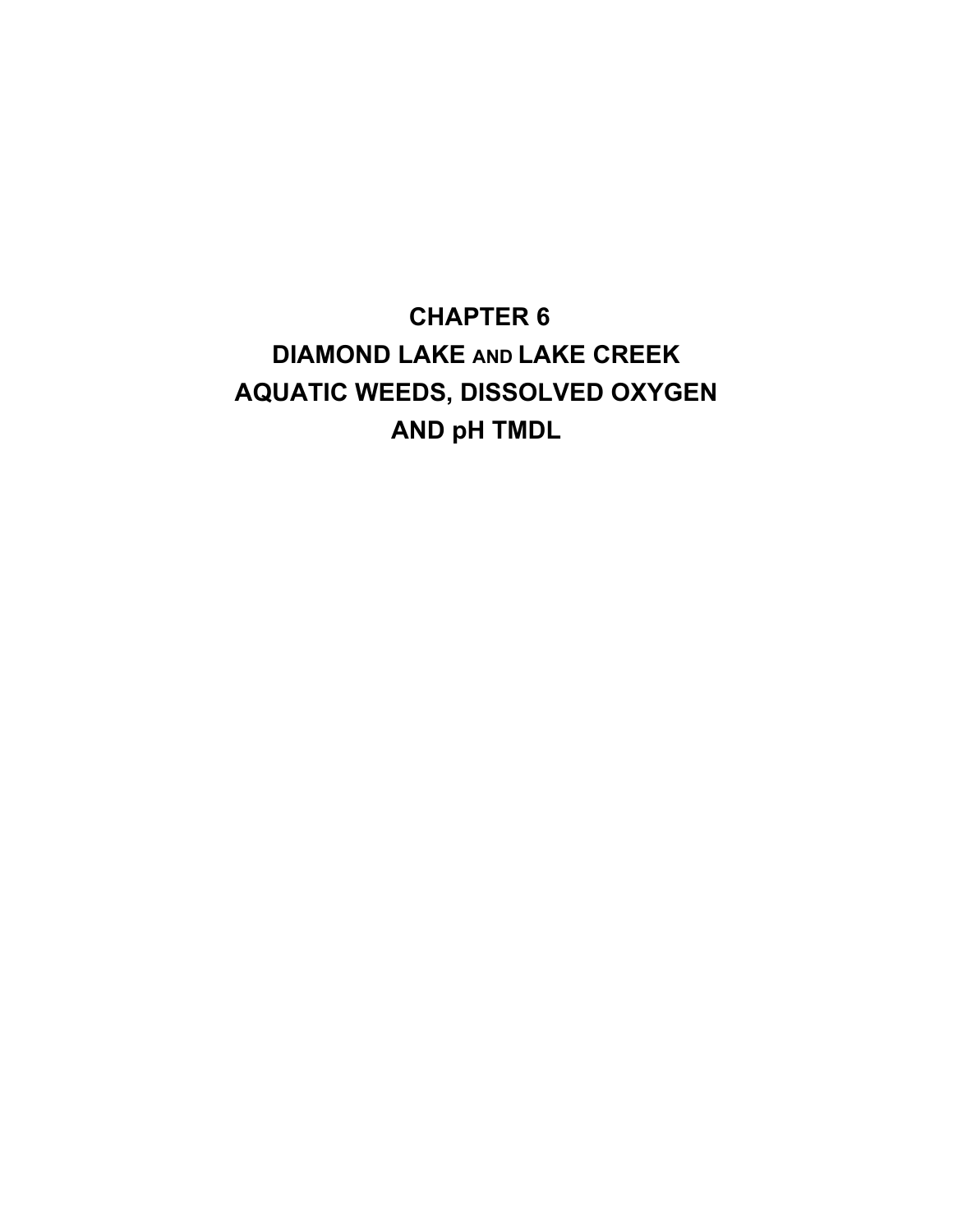# CHAPTER 6

# DIAMOND LAKE AND LAKE CREEK

# AQUATIC WEEDS, DISSOLVED OXYGEN

# AND pH TMDL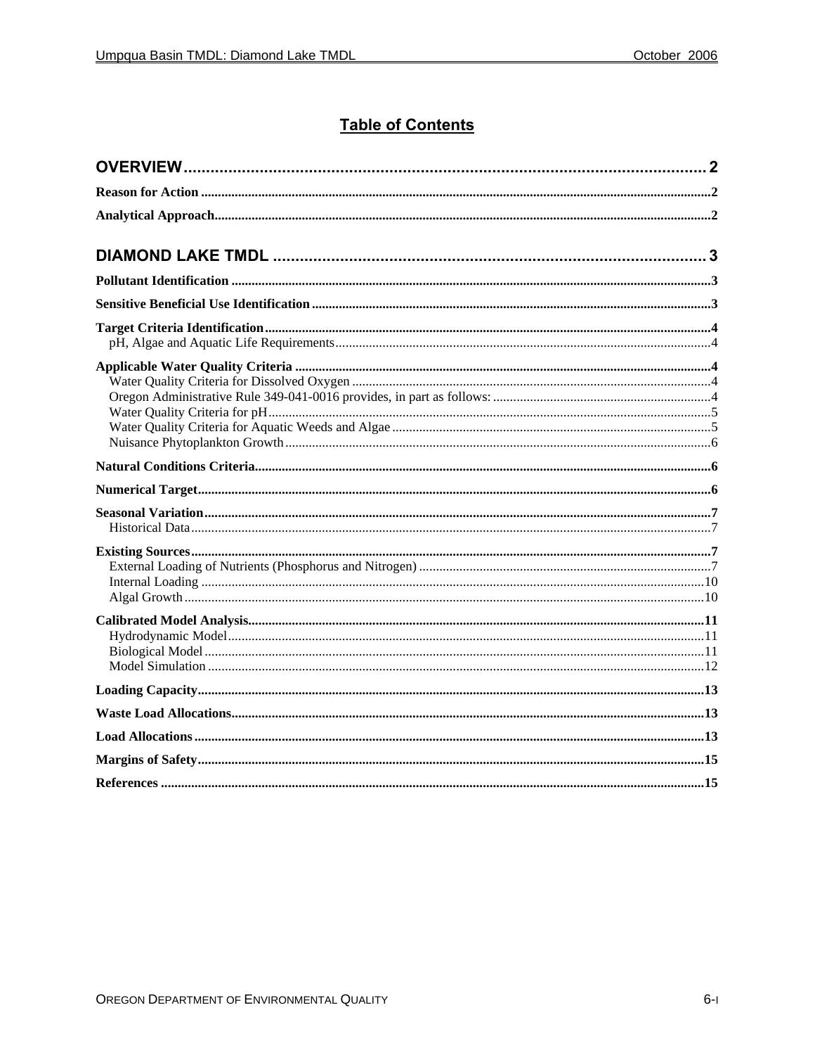# Table of Contents

**OVERVIEW** .......... 2

**Reason for Action** .......... 2

**Analytical Approach** .......... 2

**DIAMOND LAKE TMDL** .......... 3

**Pollutant Identification** .......... 3

**Sensitive Beneficial Use Identification** .......... 3

**Target Criteria Identification** .......... 4
- pH, Algae and Aquatic Life Requirements .......... 4

**Applicable Water Quality Criteria** .......... 4
- Water Quality Criteria for Dissolved Oxygen .......... 4
- Oregon Administrative Rule 349-041-0016 provides, in part as follows: .......... 4
- Water Quality Criteria for pH .......... 5
- Water Quality Criteria for Aquatic Weeds and Algae .......... 5
- Nuisance Phytoplankton Growth .......... 6

**Natural Conditions Criteria** .......... 6

**Numerical Target** .......... 6

**Seasonal Variation** .......... 7
- Historical Data .......... 7

**Existing Sources** .......... 7
- External Loading of Nutrients (Phosphorus and Nitrogen) .......... 7
- Internal Loading .......... 10
- Algal Growth .......... 10

**Calibrated Model Analysis** .......... 11
- Hydrodynamic Model .......... 11
- Biological Model .......... 11
- Model Simulation .......... 12

**Loading Capacity** .......... 13

**Waste Load Allocations** .......... 13

**Load Allocations** .......... 13

**Margins of Safety** .......... 15

**References** .......... 15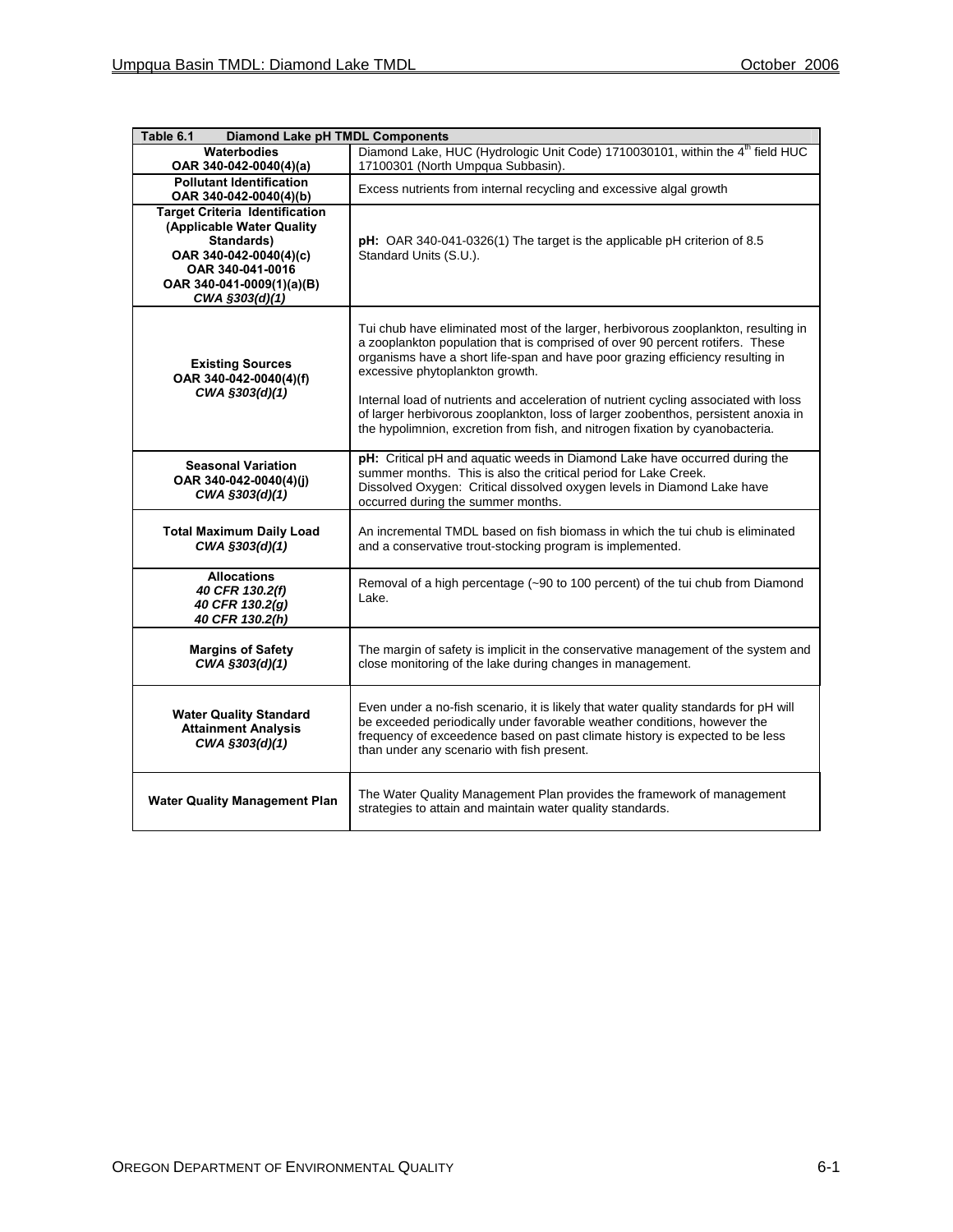| Table 6.1 Diamond Lake pH TMDL Components | |
|---|---|
| **Waterbodies**<br>**OAR 340-042-0040(4)(a)** | Diamond Lake, HUC (Hydrologic Unit Code) 1710030101, within the 4th field HUC 17100301 (North Umpqua Subbasin). |
| **Pollutant Identification**<br>**OAR 340-042-0040(4)(b)** | Excess nutrients from internal recycling and excessive algal growth |
| **Target Criteria Identification (Applicable Water Quality Standards)**<br>**OAR 340-042-0040(4)(c)**<br>**OAR 340-041-0016**<br>**OAR 340-041-0009(1)(a)(B)**<br>***CWA §303(d)(1)*** | **pH:** OAR 340-041-0326(1) The target is the applicable pH criterion of 8.5 Standard Units (S.U.). |
| **Existing Sources**<br>**OAR 340-042-0040(4)(f)**<br>***CWA §303(d)(1)*** | Tui chub have eliminated most of the larger, herbivorous zooplankton, resulting in a zooplankton population that is comprised of over 90 percent rotifers. These organisms have a short life-span and have poor grazing efficiency resulting in excessive phytoplankton growth.<br><br>Internal load of nutrients and acceleration of nutrient cycling associated with loss of larger herbivorous zooplankton, loss of larger zoobenthos, persistent anoxia in the hypolimnion, excretion from fish, and nitrogen fixation by cyanobacteria. |
| **Seasonal Variation**<br>**OAR 340-042-0040(4)(j)**<br>***CWA §303(d)(1)*** | **pH:** Critical pH and aquatic weeds in Diamond Lake have occurred during the summer months. This is also the critical period for Lake Creek.<br>Dissolved Oxygen: Critical dissolved oxygen levels in Diamond Lake have occurred during the summer months. |
| **Total Maximum Daily Load**<br>***CWA §303(d)(1)*** | An incremental TMDL based on fish biomass in which the tui chub is eliminated and a conservative trout-stocking program is implemented. |
| **Allocations**<br>***40 CFR 130.2(f)***<br>***40 CFR 130.2(g)***<br>***40 CFR 130.2(h)*** | Removal of a high percentage (~90 to 100 percent) of the tui chub from Diamond Lake. |
| **Margins of Safety**<br>***CWA §303(d)(1)*** | The margin of safety is implicit in the conservative management of the system and close monitoring of the lake during changes in management. |
| **Water Quality Standard Attainment Analysis**<br>***CWA §303(d)(1)*** | Even under a no-fish scenario, it is likely that water quality standards for pH will be exceeded periodically under favorable weather conditions, however the frequency of exceedence based on past climate history is expected to be less than under any scenario with fish present. |
| **Water Quality Management Plan** | The Water Quality Management Plan provides the framework of management strategies to attain and maintain water quality standards. |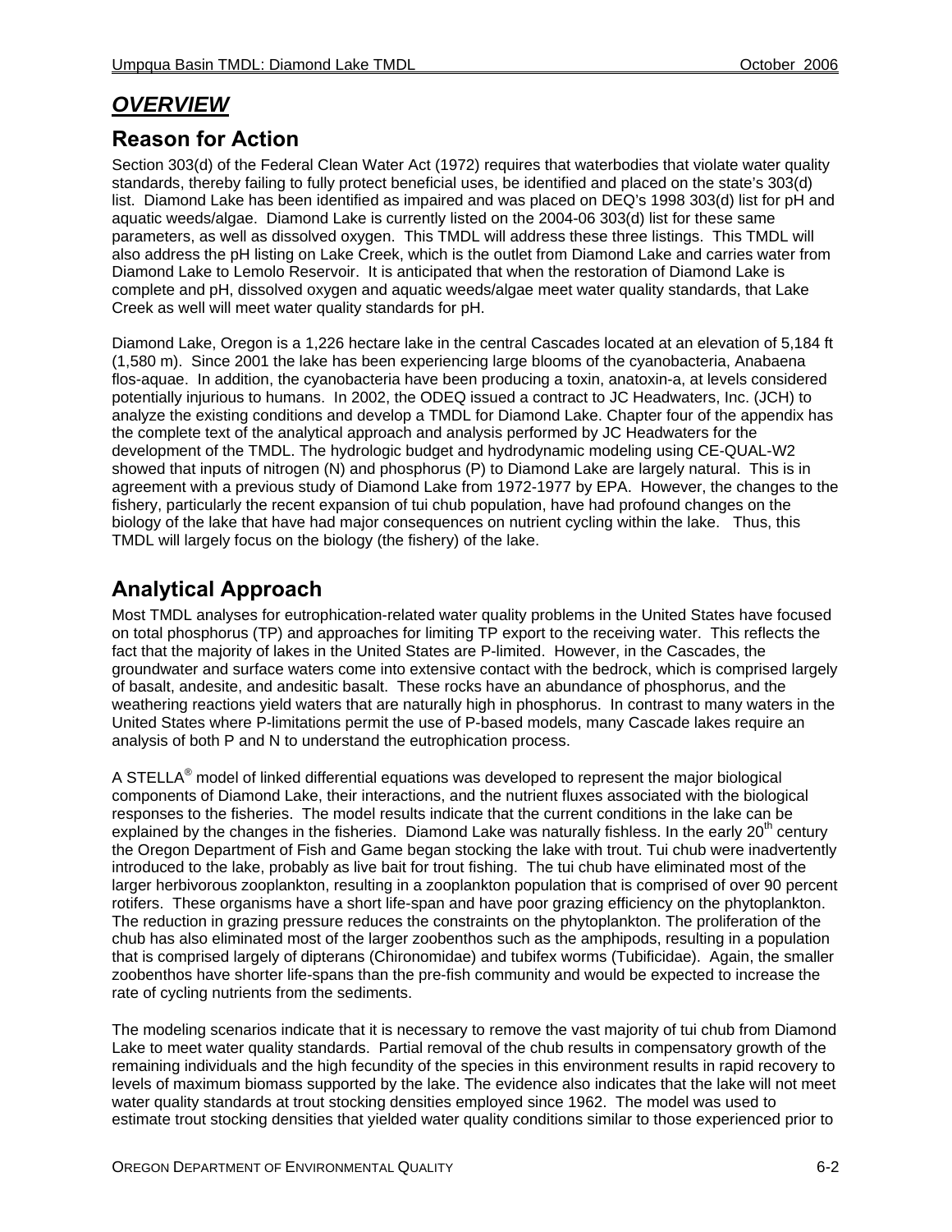## *OVERVIEW*

## Reason for Action

Section 303(d) of the Federal Clean Water Act (1972) requires that waterbodies that violate water quality standards, thereby failing to fully protect beneficial uses, be identified and placed on the state's 303(d) list. Diamond Lake has been identified as impaired and was placed on DEQ's 1998 303(d) list for pH and aquatic weeds/algae. Diamond Lake is currently listed on the 2004-06 303(d) list for these same parameters, as well as dissolved oxygen. This TMDL will address these three listings. This TMDL will also address the pH listing on Lake Creek, which is the outlet from Diamond Lake and carries water from Diamond Lake to Lemolo Reservoir. It is anticipated that when the restoration of Diamond Lake is complete and pH, dissolved oxygen and aquatic weeds/algae meet water quality standards, that Lake Creek as well will meet water quality standards for pH.

Diamond Lake, Oregon is a 1,226 hectare lake in the central Cascades located at an elevation of 5,184 ft (1,580 m). Since 2001 the lake has been experiencing large blooms of the cyanobacteria, Anabaena flos-aquae. In addition, the cyanobacteria have been producing a toxin, anatoxin-a, at levels considered potentially injurious to humans. In 2002, the ODEQ issued a contract to JC Headwaters, Inc. (JCH) to analyze the existing conditions and develop a TMDL for Diamond Lake. Chapter four of the appendix has the complete text of the analytical approach and analysis performed by JC Headwaters for the development of the TMDL. The hydrologic budget and hydrodynamic modeling using CE-QUAL-W2 showed that inputs of nitrogen (N) and phosphorus (P) to Diamond Lake are largely natural. This is in agreement with a previous study of Diamond Lake from 1972-1977 by EPA. However, the changes to the fishery, particularly the recent expansion of tui chub population, have had profound changes on the biology of the lake that have had major consequences on nutrient cycling within the lake. Thus, this TMDL will largely focus on the biology (the fishery) of the lake.

## Analytical Approach

Most TMDL analyses for eutrophication-related water quality problems in the United States have focused on total phosphorus (TP) and approaches for limiting TP export to the receiving water. This reflects the fact that the majority of lakes in the United States are P-limited. However, in the Cascades, the groundwater and surface waters come into extensive contact with the bedrock, which is comprised largely of basalt, andesite, and andesitic basalt. These rocks have an abundance of phosphorus, and the weathering reactions yield waters that are naturally high in phosphorus. In contrast to many waters in the United States where P-limitations permit the use of P-based models, many Cascade lakes require an analysis of both P and N to understand the eutrophication process.

A STELLA® model of linked differential equations was developed to represent the major biological components of Diamond Lake, their interactions, and the nutrient fluxes associated with the biological responses to the fisheries. The model results indicate that the current conditions in the lake can be explained by the changes in the fisheries. Diamond Lake was naturally fishless. In the early 20th century the Oregon Department of Fish and Game began stocking the lake with trout. Tui chub were inadvertently introduced to the lake, probably as live bait for trout fishing. The tui chub have eliminated most of the larger herbivorous zooplankton, resulting in a zooplankton population that is comprised of over 90 percent rotifers. These organisms have a short life-span and have poor grazing efficiency on the phytoplankton. The reduction in grazing pressure reduces the constraints on the phytoplankton. The proliferation of the chub has also eliminated most of the larger zoobenthos such as the amphipods, resulting in a population that is comprised largely of dipterans (Chironomidae) and tubifex worms (Tubificidae). Again, the smaller zoobenthos have shorter life-spans than the pre-fish community and would be expected to increase the rate of cycling nutrients from the sediments.

The modeling scenarios indicate that it is necessary to remove the vast majority of tui chub from Diamond Lake to meet water quality standards. Partial removal of the chub results in compensatory growth of the remaining individuals and the high fecundity of the species in this environment results in rapid recovery to levels of maximum biomass supported by the lake. The evidence also indicates that the lake will not meet water quality standards at trout stocking densities employed since 1962. The model was used to estimate trout stocking densities that yielded water quality conditions similar to those experienced prior to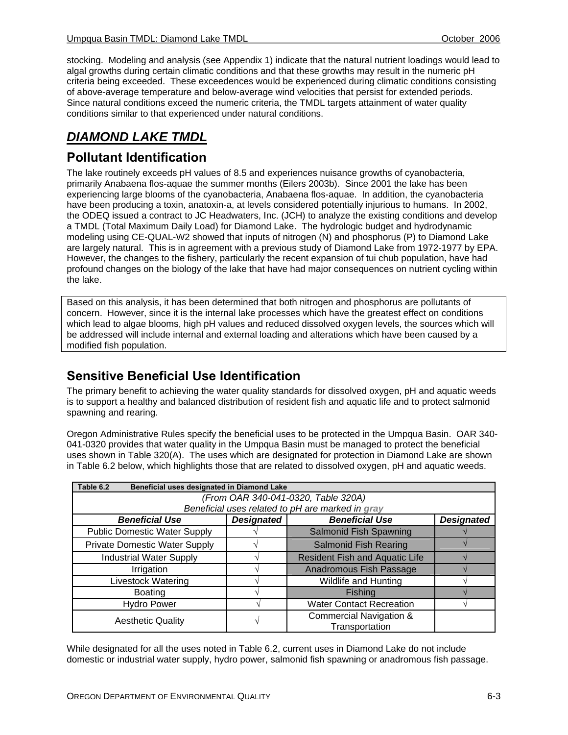stocking. Modeling and analysis (see Appendix 1) indicate that the natural nutrient loadings would lead to algal growths during certain climatic conditions and that these growths may result in the numeric pH criteria being exceeded. These exceedences would be experienced during climatic conditions consisting of above-average temperature and below-average wind velocities that persist for extended periods. Since natural conditions exceed the numeric criteria, the TMDL targets attainment of water quality conditions similar to that experienced under natural conditions.

# ***DIAMOND LAKE TMDL***

## Pollutant Identification

The lake routinely exceeds pH values of 8.5 and experiences nuisance growths of cyanobacteria, primarily Anabaena flos-aquae the summer months (Eilers 2003b). Since 2001 the lake has been experiencing large blooms of the cyanobacteria, Anabaena flos-aquae. In addition, the cyanobacteria have been producing a toxin, anatoxin-a, at levels considered potentially injurious to humans. In 2002, the ODEQ issued a contract to JC Headwaters, Inc. (JCH) to analyze the existing conditions and develop a TMDL (Total Maximum Daily Load) for Diamond Lake. The hydrologic budget and hydrodynamic modeling using CE-QUAL-W2 showed that inputs of nitrogen (N) and phosphorus (P) to Diamond Lake are largely natural. This is in agreement with a previous study of Diamond Lake from 1972-1977 by EPA. However, the changes to the fishery, particularly the recent expansion of tui chub population, have had profound changes on the biology of the lake that have had major consequences on nutrient cycling within the lake.

Based on this analysis, it has been determined that both nitrogen and phosphorus are pollutants of concern. However, since it is the internal lake processes which have the greatest effect on conditions which lead to algae blooms, high pH values and reduced dissolved oxygen levels, the sources which will be addressed will include internal and external loading and alterations which have been caused by a modified fish population.

## Sensitive Beneficial Use Identification

The primary benefit to achieving the water quality standards for dissolved oxygen, pH and aquatic weeds is to support a healthy and balanced distribution of resident fish and aquatic life and to protect salmonid spawning and rearing.

Oregon Administrative Rules specify the beneficial uses to be protected in the Umpqua Basin. OAR 340-041-0320 provides that water quality in the Umpqua Basin must be managed to protect the beneficial uses shown in Table 320(A). The uses which are designated for protection in Diamond Lake are shown in Table 6.2 below, which highlights those that are related to dissolved oxygen, pH and aquatic weeds.

**Table 6.2 Beneficial uses designated in Diamond Lake**

*(From OAR 340-041-0320, Table 320A)*
*Beneficial uses related to pH are marked in gray*

| *Beneficial Use* | *Designated* | *Beneficial Use* | *Designated* |
|---|---|---|---|
| Public Domestic Water Supply | √ | Salmonid Fish Spawning | √ |
| Private Domestic Water Supply | √ | Salmonid Fish Rearing | √ |
| Industrial Water Supply | √ | Resident Fish and Aquatic Life | √ |
| Irrigation | √ | Anadromous Fish Passage | √ |
| Livestock Watering | √ | Wildlife and Hunting | √ |
| Boating | √ | Fishing | √ |
| Hydro Power | √ | Water Contact Recreation | √ |
| Aesthetic Quality | √ | Commercial Navigation & Transportation | |

While designated for all the uses noted in Table 6.2, current uses in Diamond Lake do not include domestic or industrial water supply, hydro power, salmonid fish spawning or anadromous fish passage.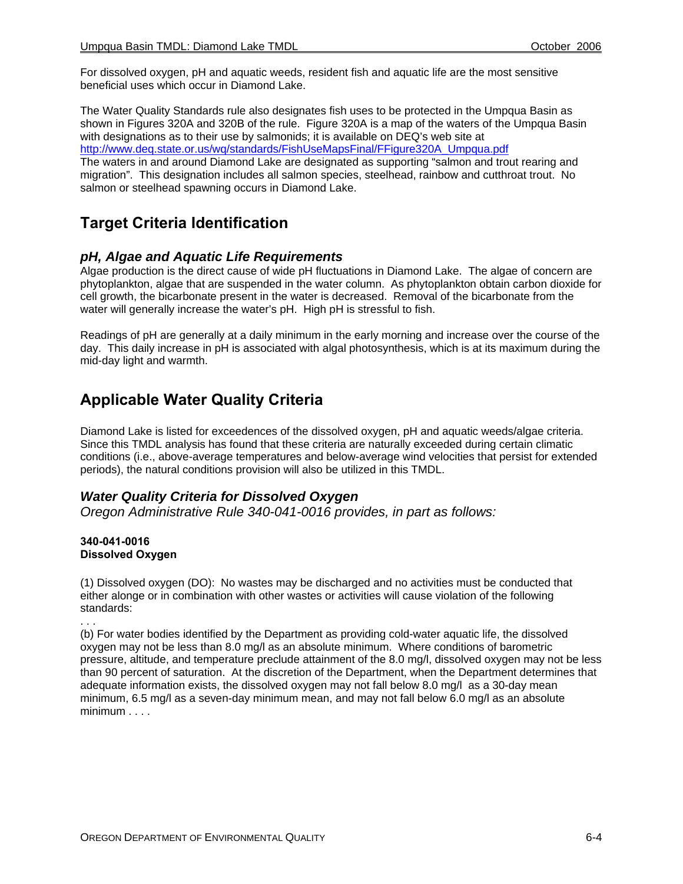For dissolved oxygen, pH and aquatic weeds, resident fish and aquatic life are the most sensitive beneficial uses which occur in Diamond Lake.

The Water Quality Standards rule also designates fish uses to be protected in the Umpqua Basin as shown in Figures 320A and 320B of the rule. Figure 320A is a map of the waters of the Umpqua Basin with designations as to their use by salmonids; it is available on DEQ's web site at http://www.deq.state.or.us/wq/standards/FishUseMapsFinal/FFigure320A_Umpqua.pdf
The waters in and around Diamond Lake are designated as supporting "salmon and trout rearing and migration". This designation includes all salmon species, steelhead, rainbow and cutthroat trout. No salmon or steelhead spawning occurs in Diamond Lake.

## Target Criteria Identification

### *pH, Algae and Aquatic Life Requirements*

Algae production is the direct cause of wide pH fluctuations in Diamond Lake. The algae of concern are phytoplankton, algae that are suspended in the water column. As phytoplankton obtain carbon dioxide for cell growth, the bicarbonate present in the water is decreased. Removal of the bicarbonate from the water will generally increase the water's pH. High pH is stressful to fish.

Readings of pH are generally at a daily minimum in the early morning and increase over the course of the day. This daily increase in pH is associated with algal photosynthesis, which is at its maximum during the mid-day light and warmth.

## Applicable Water Quality Criteria

Diamond Lake is listed for exceedences of the dissolved oxygen, pH and aquatic weeds/algae criteria. Since this TMDL analysis has found that these criteria are naturally exceeded during certain climatic conditions (i.e., above-average temperatures and below-average wind velocities that persist for extended periods), the natural conditions provision will also be utilized in this TMDL.

### *Water Quality Criteria for Dissolved Oxygen*

*Oregon Administrative Rule 340-041-0016 provides, in part as follows:*

**340-041-0016**
**Dissolved Oxygen**

(1) Dissolved oxygen (DO): No wastes may be discharged and no activities must be conducted that either alonge or in combination with other wastes or activities will cause violation of the following standards:

. . .

(b) For water bodies identified by the Department as providing cold-water aquatic life, the dissolved oxygen may not be less than 8.0 mg/l as an absolute minimum. Where conditions of barometric pressure, altitude, and temperature preclude attainment of the 8.0 mg/l, dissolved oxygen may not be less than 90 percent of saturation. At the discretion of the Department, when the Department determines that adequate information exists, the dissolved oxygen may not fall below 8.0 mg/l as a 30-day mean minimum, 6.5 mg/l as a seven-day minimum mean, and may not fall below 6.0 mg/l as an absolute minimum . . . .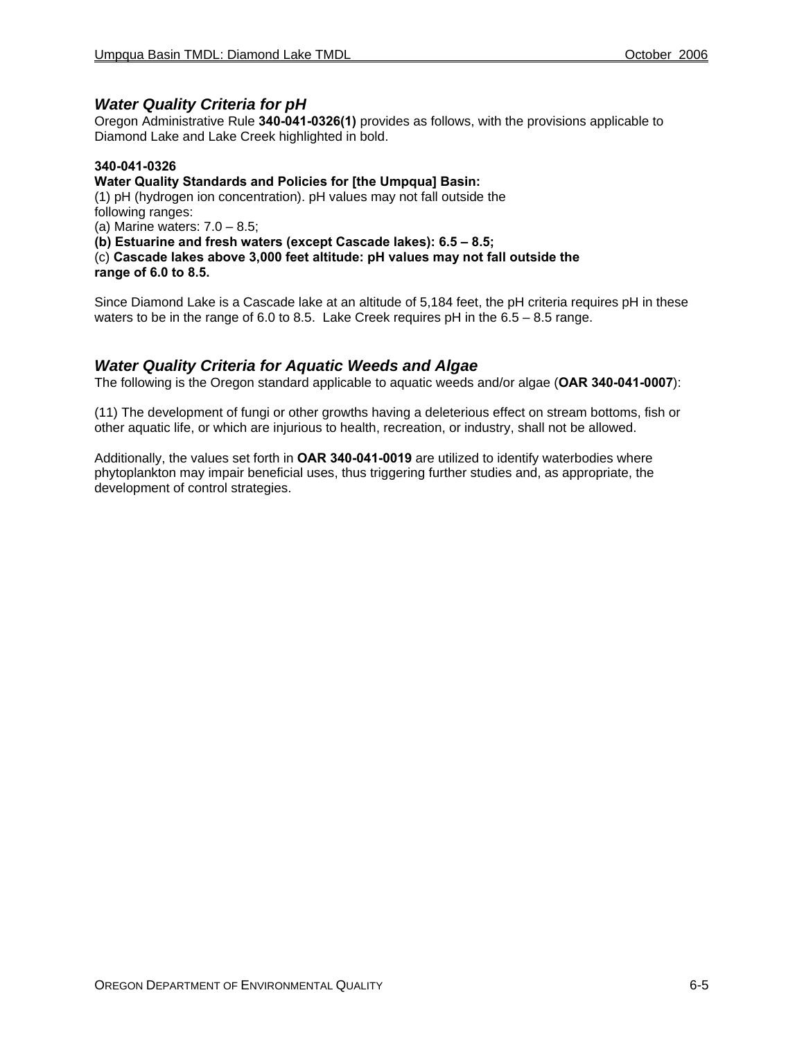### *Water Quality Criteria for pH*

Oregon Administrative Rule **340-041-0326(1)** provides as follows, with the provisions applicable to Diamond Lake and Lake Creek highlighted in bold.

**340-041-0326**
**Water Quality Standards and Policies for [the Umpqua] Basin:**
(1) pH (hydrogen ion concentration). pH values may not fall outside the following ranges:
(a) Marine waters: 7.0 – 8.5;
**(b) Estuarine and fresh waters (except Cascade lakes): 6.5 – 8.5;**
(c) **Cascade lakes above 3,000 feet altitude: pH values may not fall outside the range of 6.0 to 8.5.**

Since Diamond Lake is a Cascade lake at an altitude of 5,184 feet, the pH criteria requires pH in these waters to be in the range of 6.0 to 8.5. Lake Creek requires pH in the 6.5 – 8.5 range.

### *Water Quality Criteria for Aquatic Weeds and Algae*

The following is the Oregon standard applicable to aquatic weeds and/or algae (**OAR 340-041-0007**):

(11) The development of fungi or other growths having a deleterious effect on stream bottoms, fish or other aquatic life, or which are injurious to health, recreation, or industry, shall not be allowed.

Additionally, the values set forth in **OAR 340-041-0019** are utilized to identify waterbodies where phytoplankton may impair beneficial uses, thus triggering further studies and, as appropriate, the development of control strategies.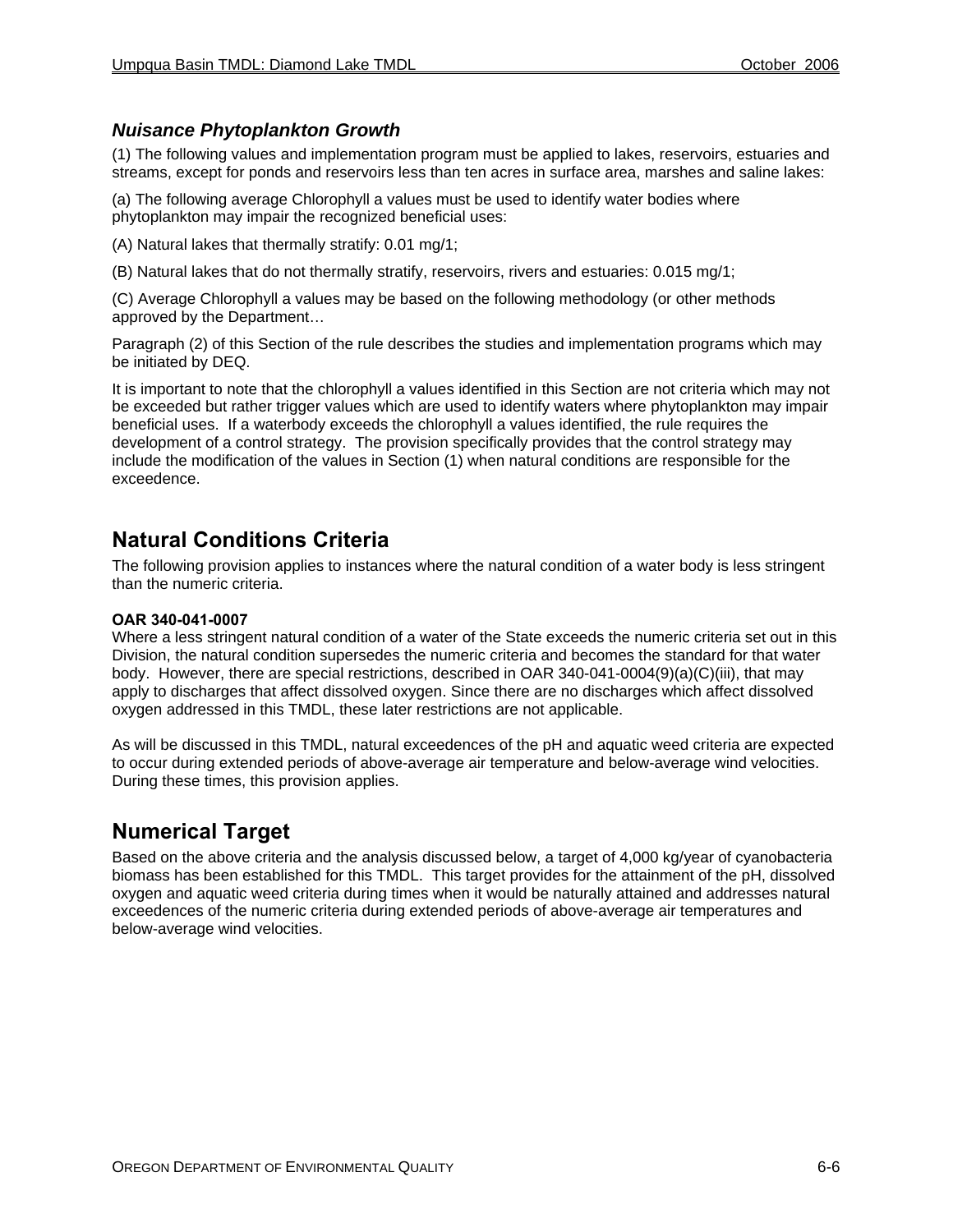### *Nuisance Phytoplankton Growth*

(1) The following values and implementation program must be applied to lakes, reservoirs, estuaries and streams, except for ponds and reservoirs less than ten acres in surface area, marshes and saline lakes:

(a) The following average Chlorophyll a values must be used to identify water bodies where phytoplankton may impair the recognized beneficial uses:

(A) Natural lakes that thermally stratify: 0.01 mg/1;

(B) Natural lakes that do not thermally stratify, reservoirs, rivers and estuaries: 0.015 mg/1;

(C) Average Chlorophyll a values may be based on the following methodology (or other methods approved by the Department…

Paragraph (2) of this Section of the rule describes the studies and implementation programs which may be initiated by DEQ.

It is important to note that the chlorophyll a values identified in this Section are not criteria which may not be exceeded but rather trigger values which are used to identify waters where phytoplankton may impair beneficial uses. If a waterbody exceeds the chlorophyll a values identified, the rule requires the development of a control strategy. The provision specifically provides that the control strategy may include the modification of the values in Section (1) when natural conditions are responsible for the exceedence.

## Natural Conditions Criteria

The following provision applies to instances where the natural condition of a water body is less stringent than the numeric criteria.

**OAR 340-041-0007**
Where a less stringent natural condition of a water of the State exceeds the numeric criteria set out in this Division, the natural condition supersedes the numeric criteria and becomes the standard for that water body. However, there are special restrictions, described in OAR 340-041-0004(9)(a)(C)(iii), that may apply to discharges that affect dissolved oxygen. Since there are no discharges which affect dissolved oxygen addressed in this TMDL, these later restrictions are not applicable.

As will be discussed in this TMDL, natural exceedences of the pH and aquatic weed criteria are expected to occur during extended periods of above-average air temperature and below-average wind velocities. During these times, this provision applies.

## Numerical Target

Based on the above criteria and the analysis discussed below, a target of 4,000 kg/year of cyanobacteria biomass has been established for this TMDL. This target provides for the attainment of the pH, dissolved oxygen and aquatic weed criteria during times when it would be naturally attained and addresses natural exceedences of the numeric criteria during extended periods of above-average air temperatures and below-average wind velocities.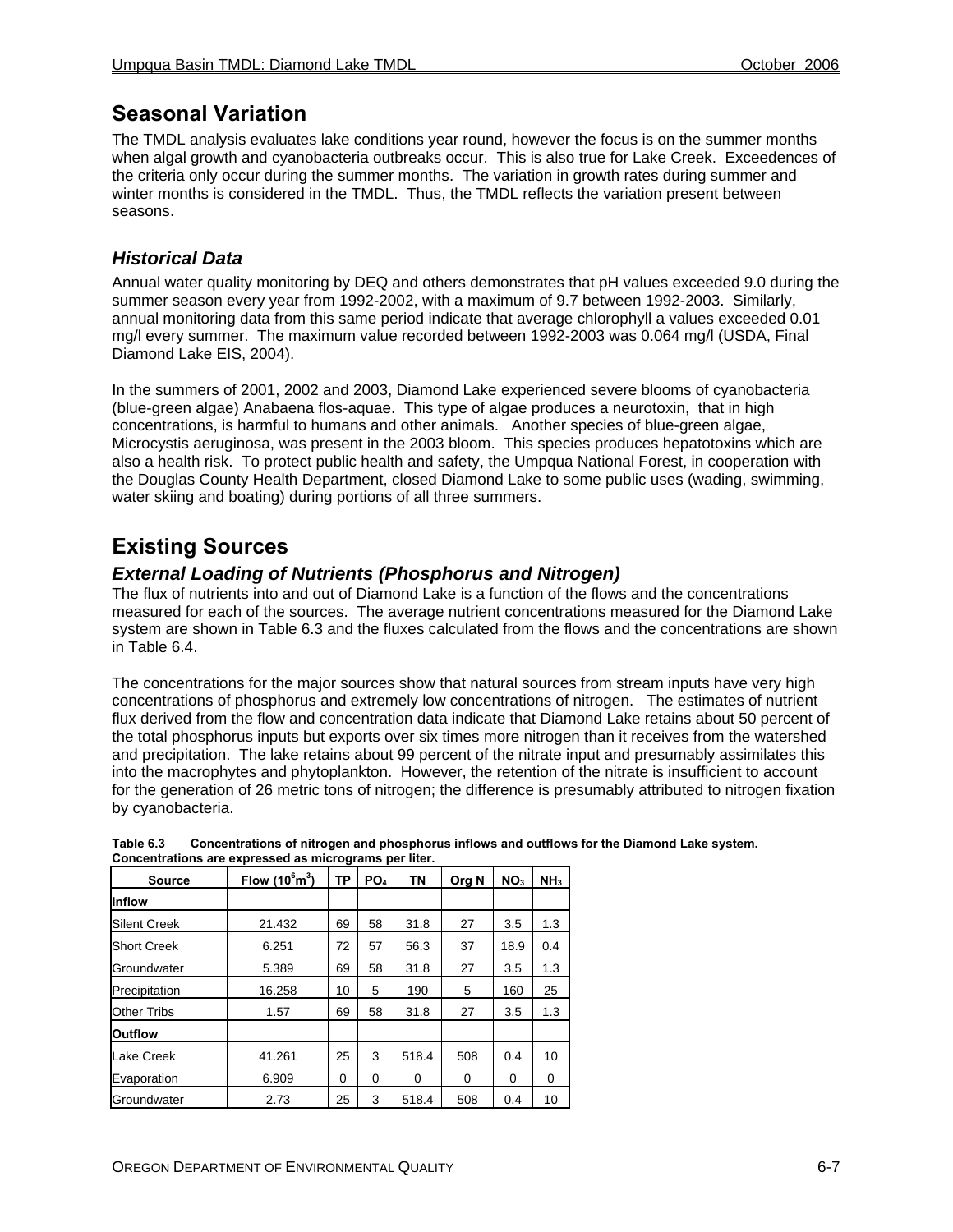## Seasonal Variation

The TMDL analysis evaluates lake conditions year round, however the focus is on the summer months when algal growth and cyanobacteria outbreaks occur. This is also true for Lake Creek. Exceedences of the criteria only occur during the summer months. The variation in growth rates during summer and winter months is considered in the TMDL. Thus, the TMDL reflects the variation present between seasons.

### *Historical Data*

Annual water quality monitoring by DEQ and others demonstrates that pH values exceeded 9.0 during the summer season every year from 1992-2002, with a maximum of 9.7 between 1992-2003. Similarly, annual monitoring data from this same period indicate that average chlorophyll a values exceeded 0.01 mg/l every summer. The maximum value recorded between 1992-2003 was 0.064 mg/l (USDA, Final Diamond Lake EIS, 2004).

In the summers of 2001, 2002 and 2003, Diamond Lake experienced severe blooms of cyanobacteria (blue-green algae) Anabaena flos-aquae. This type of algae produces a neurotoxin, that in high concentrations, is harmful to humans and other animals. Another species of blue-green algae, Microcystis aeruginosa, was present in the 2003 bloom. This species produces hepatotoxins which are also a health risk. To protect public health and safety, the Umpqua National Forest, in cooperation with the Douglas County Health Department, closed Diamond Lake to some public uses (wading, swimming, water skiing and boating) during portions of all three summers.

## Existing Sources

### *External Loading of Nutrients (Phosphorus and Nitrogen)*

The flux of nutrients into and out of Diamond Lake is a function of the flows and the concentrations measured for each of the sources. The average nutrient concentrations measured for the Diamond Lake system are shown in Table 6.3 and the fluxes calculated from the flows and the concentrations are shown in Table 6.4.

The concentrations for the major sources show that natural sources from stream inputs have very high concentrations of phosphorus and extremely low concentrations of nitrogen. The estimates of nutrient flux derived from the flow and concentration data indicate that Diamond Lake retains about 50 percent of the total phosphorus inputs but exports over six times more nitrogen than it receives from the watershed and precipitation. The lake retains about 99 percent of the nitrate input and presumably assimilates this into the macrophytes and phytoplankton. However, the retention of the nitrate is insufficient to account for the generation of 26 metric tons of nitrogen; the difference is presumably attributed to nitrogen fixation by cyanobacteria.

**Table 6.3 Concentrations of nitrogen and phosphorus inflows and outflows for the Diamond Lake system. Concentrations are expressed as micrograms per liter.**

| Source | Flow ($10^6 m^3$) | TP | $PO_4$ | TN | Org N | $NO_3$ | $NH_3$ |
|---|---|---|---|---|---|---|---|
| **Inflow** | | | | | | | |
| Silent Creek | 21.432 | 69 | 58 | 31.8 | 27 | 3.5 | 1.3 |
| Short Creek | 6.251 | 72 | 57 | 56.3 | 37 | 18.9 | 0.4 |
| Groundwater | 5.389 | 69 | 58 | 31.8 | 27 | 3.5 | 1.3 |
| Precipitation | 16.258 | 10 | 5 | 190 | 5 | 160 | 25 |
| Other Tribs | 1.57 | 69 | 58 | 31.8 | 27 | 3.5 | 1.3 |
| **Outflow** | | | | | | | |
| Lake Creek | 41.261 | 25 | 3 | 518.4 | 508 | 0.4 | 10 |
| Evaporation | 6.909 | 0 | 0 | 0 | 0 | 0 | 0 |
| Groundwater | 2.73 | 25 | 3 | 518.4 | 508 | 0.4 | 10 |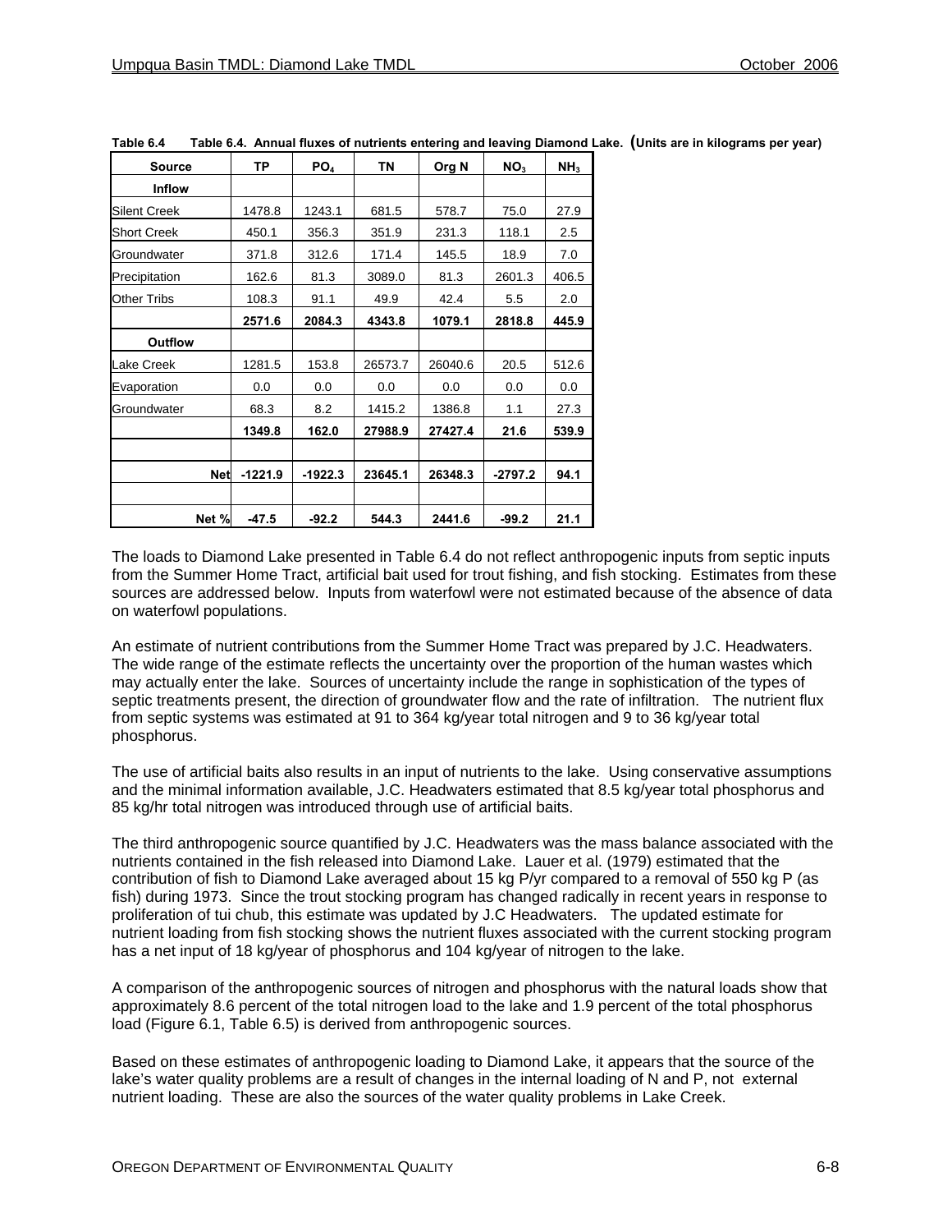Table 6.4 Table 6.4. Annual fluxes of nutrients entering and leaving Diamond Lake. (Units are in kilograms per year)

| Source | TP | $PO_4$ | TN | Org N | $NO_3$ | $NH_3$ |
|---|---|---|---|---|---|---|
| **Inflow** | | | | | | |
| Silent Creek | 1478.8 | 1243.1 | 681.5 | 578.7 | 75.0 | 27.9 |
| Short Creek | 450.1 | 356.3 | 351.9 | 231.3 | 118.1 | 2.5 |
| Groundwater | 371.8 | 312.6 | 171.4 | 145.5 | 18.9 | 7.0 |
| Precipitation | 162.6 | 81.3 | 3089.0 | 81.3 | 2601.3 | 406.5 |
| Other Tribs | 108.3 | 91.1 | 49.9 | 42.4 | 5.5 | 2.0 |
| | **2571.6** | **2084.3** | **4343.8** | **1079.1** | **2818.8** | **445.9** |
| **Outflow** | | | | | | |
| Lake Creek | 1281.5 | 153.8 | 26573.7 | 26040.6 | 20.5 | 512.6 |
| Evaporation | 0.0 | 0.0 | 0.0 | 0.0 | 0.0 | 0.0 |
| Groundwater | 68.3 | 8.2 | 1415.2 | 1386.8 | 1.1 | 27.3 |
| | **1349.8** | **162.0** | **27988.9** | **27427.4** | **21.6** | **539.9** |
| | | | | | | |
| **Net** | **-1221.9** | **-1922.3** | **23645.1** | **26348.3** | **-2797.2** | **94.1** |
| | | | | | | |
| **Net %** | **-47.5** | **-92.2** | **544.3** | **2441.6** | **-99.2** | **21.1** |

The loads to Diamond Lake presented in Table 6.4 do not reflect anthropogenic inputs from septic inputs from the Summer Home Tract, artificial bait used for trout fishing, and fish stocking. Estimates from these sources are addressed below. Inputs from waterfowl were not estimated because of the absence of data on waterfowl populations.

An estimate of nutrient contributions from the Summer Home Tract was prepared by J.C. Headwaters. The wide range of the estimate reflects the uncertainty over the proportion of the human wastes which may actually enter the lake. Sources of uncertainty include the range in sophistication of the types of septic treatments present, the direction of groundwater flow and the rate of infiltration. The nutrient flux from septic systems was estimated at 91 to 364 kg/year total nitrogen and 9 to 36 kg/year total phosphorus.

The use of artificial baits also results in an input of nutrients to the lake. Using conservative assumptions and the minimal information available, J.C. Headwaters estimated that 8.5 kg/year total phosphorus and 85 kg/hr total nitrogen was introduced through use of artificial baits.

The third anthropogenic source quantified by J.C. Headwaters was the mass balance associated with the nutrients contained in the fish released into Diamond Lake. Lauer et al. (1979) estimated that the contribution of fish to Diamond Lake averaged about 15 kg P/yr compared to a removal of 550 kg P (as fish) during 1973. Since the trout stocking program has changed radically in recent years in response to proliferation of tui chub, this estimate was updated by J.C Headwaters. The updated estimate for nutrient loading from fish stocking shows the nutrient fluxes associated with the current stocking program has a net input of 18 kg/year of phosphorus and 104 kg/year of nitrogen to the lake.

A comparison of the anthropogenic sources of nitrogen and phosphorus with the natural loads show that approximately 8.6 percent of the total nitrogen load to the lake and 1.9 percent of the total phosphorus load (Figure 6.1, Table 6.5) is derived from anthropogenic sources.

Based on these estimates of anthropogenic loading to Diamond Lake, it appears that the source of the lake's water quality problems are a result of changes in the internal loading of N and P, not external nutrient loading. These are also the sources of the water quality problems in Lake Creek.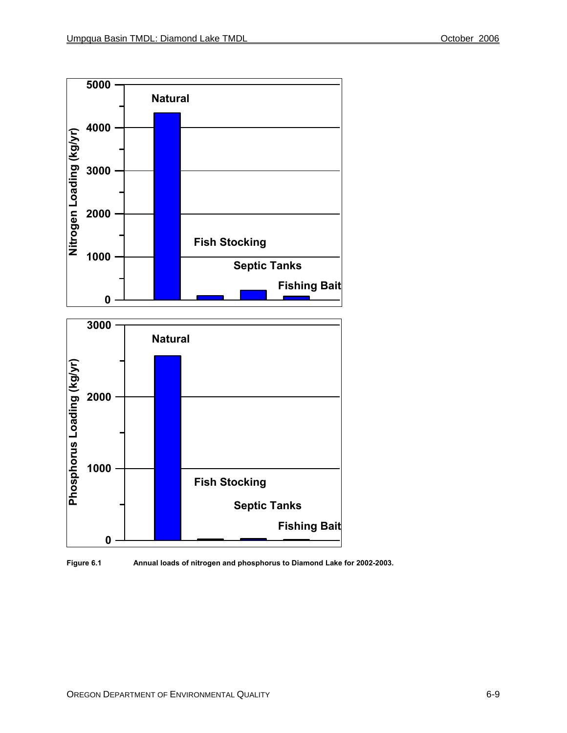Figure 6.1 Annual loads of nitrogen and phosphorus to Diamond Lake for 2002-2003.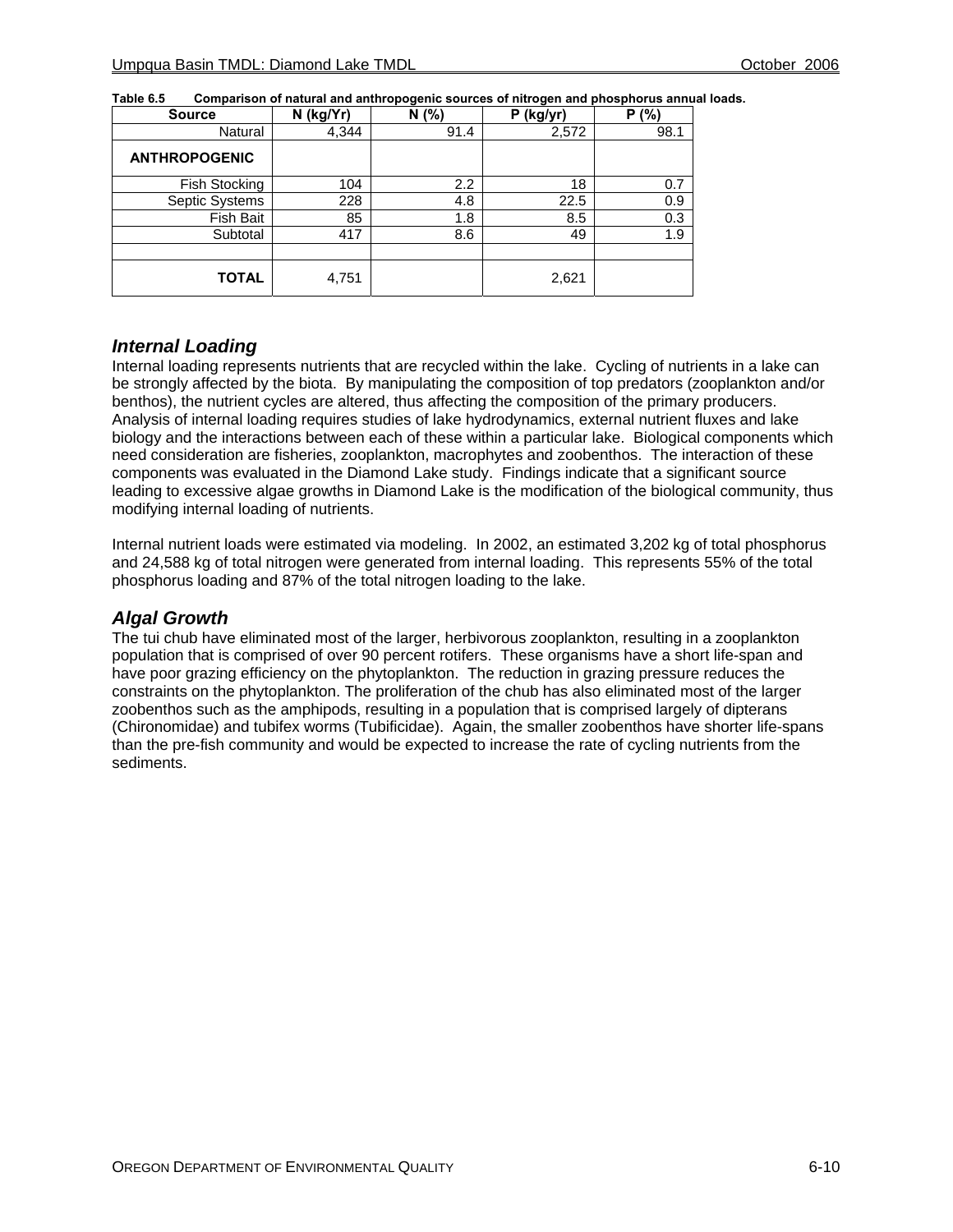**Table 6.5 Comparison of natural and anthropogenic sources of nitrogen and phosphorus annual loads.**

| Source | N (kg/Yr) | N (%) | P (kg/yr) | P (%) |
|---|---|---|---|---|
| Natural | 4,344 | 91.4 | 2,572 | 98.1 |
| **ANTHROPOGENIC** | | | | |
| Fish Stocking | 104 | 2.2 | 18 | 0.7 |
| Septic Systems | 228 | 4.8 | 22.5 | 0.9 |
| Fish Bait | 85 | 1.8 | 8.5 | 0.3 |
| Subtotal | 417 | 8.6 | 49 | 1.9 |
| | | | | |
| **TOTAL** | 4,751 | | 2,621 | |

## *Internal Loading*

Internal loading represents nutrients that are recycled within the lake. Cycling of nutrients in a lake can be strongly affected by the biota. By manipulating the composition of top predators (zooplankton and/or benthos), the nutrient cycles are altered, thus affecting the composition of the primary producers. Analysis of internal loading requires studies of lake hydrodynamics, external nutrient fluxes and lake biology and the interactions between each of these within a particular lake. Biological components which need consideration are fisheries, zooplankton, macrophytes and zoobenthos. The interaction of these components was evaluated in the Diamond Lake study. Findings indicate that a significant source leading to excessive algae growths in Diamond Lake is the modification of the biological community, thus modifying internal loading of nutrients.

Internal nutrient loads were estimated via modeling. In 2002, an estimated 3,202 kg of total phosphorus and 24,588 kg of total nitrogen were generated from internal loading. This represents 55% of the total phosphorus loading and 87% of the total nitrogen loading to the lake.

## *Algal Growth*

The tui chub have eliminated most of the larger, herbivorous zooplankton, resulting in a zooplankton population that is comprised of over 90 percent rotifers. These organisms have a short life-span and have poor grazing efficiency on the phytoplankton. The reduction in grazing pressure reduces the constraints on the phytoplankton. The proliferation of the chub has also eliminated most of the larger zoobenthos such as the amphipods, resulting in a population that is comprised largely of dipterans (Chironomidae) and tubifex worms (Tubificidae). Again, the smaller zoobenthos have shorter life-spans than the pre-fish community and would be expected to increase the rate of cycling nutrients from the sediments.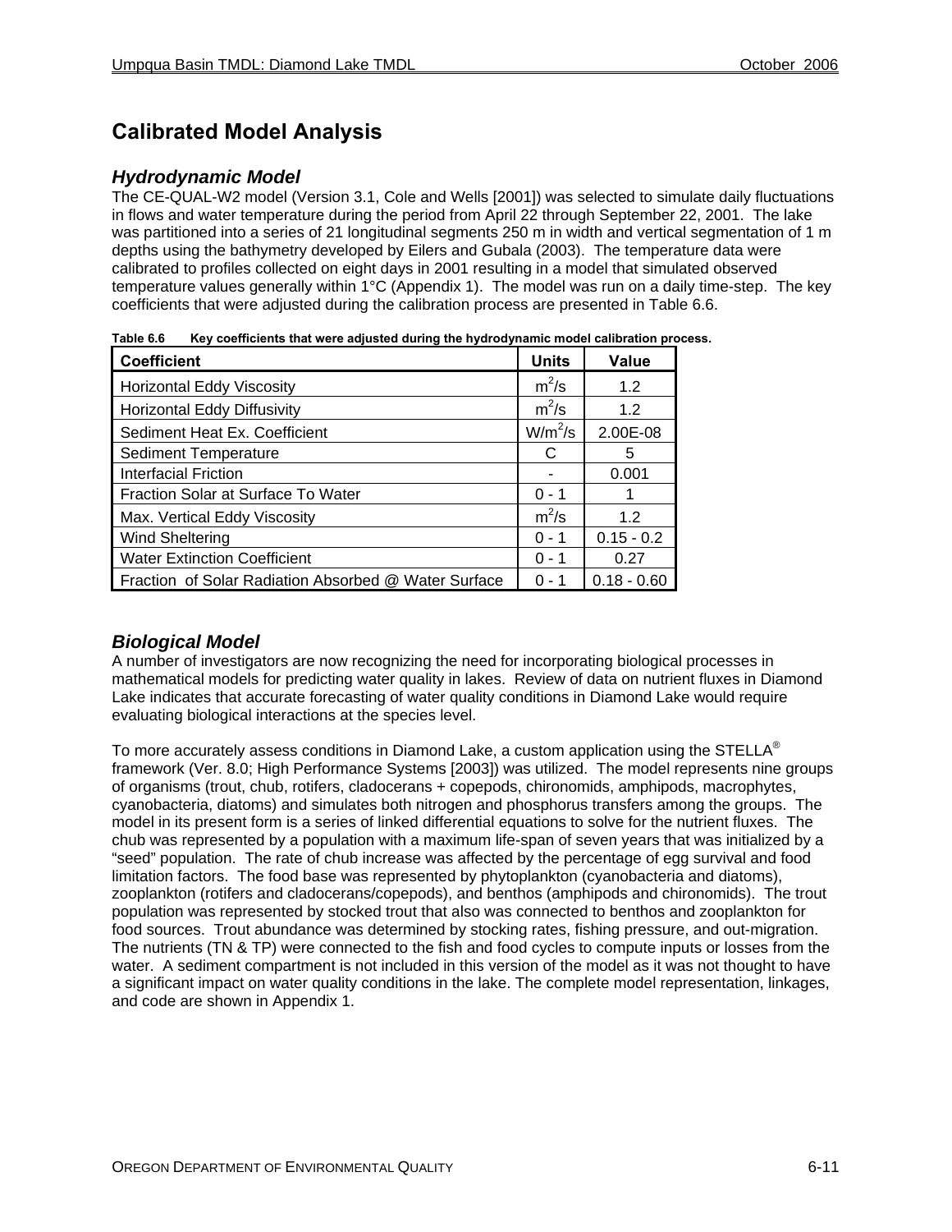## Calibrated Model Analysis

### Hydrodynamic Model

The CE-QUAL-W2 model (Version 3.1, Cole and Wells [2001]) was selected to simulate daily fluctuations in flows and water temperature during the period from April 22 through September 22, 2001. The lake was partitioned into a series of 21 longitudinal segments 250 m in width and vertical segmentation of 1 m depths using the bathymetry developed by Eilers and Gubala (2003). The temperature data were calibrated to profiles collected on eight days in 2001 resulting in a model that simulated observed temperature values generally within 1°C (Appendix 1). The model was run on a daily time-step. The key coefficients that were adjusted during the calibration process are presented in Table 6.6.

**Table 6.6 Key coefficients that were adjusted during the hydrodynamic model calibration process.**

| Coefficient | Units | Value |
| --- | --- | --- |
| Horizontal Eddy Viscosity | $m^2/s$ | 1.2 |
| Horizontal Eddy Diffusivity | $m^2/s$ | 1.2 |
| Sediment Heat Ex. Coefficient | $W/m^2/s$ | 2.00E-08 |
| Sediment Temperature | C | 5 |
| Interfacial Friction | - | 0.001 |
| Fraction Solar at Surface To Water | 0 - 1 | 1 |
| Max. Vertical Eddy Viscosity | $m^2/s$ | 1.2 |
| Wind Sheltering | 0 - 1 | 0.15 - 0.2 |
| Water Extinction Coefficient | 0 - 1 | 0.27 |
| Fraction of Solar Radiation Absorbed @ Water Surface | 0 - 1 | 0.18 - 0.60 |

### Biological Model

A number of investigators are now recognizing the need for incorporating biological processes in mathematical models for predicting water quality in lakes. Review of data on nutrient fluxes in Diamond Lake indicates that accurate forecasting of water quality conditions in Diamond Lake would require evaluating biological interactions at the species level.

To more accurately assess conditions in Diamond Lake, a custom application using the STELLA® framework (Ver. 8.0; High Performance Systems [2003]) was utilized. The model represents nine groups of organisms (trout, chub, rotifers, cladocerans + copepods, chironomids, amphipods, macrophytes, cyanobacteria, diatoms) and simulates both nitrogen and phosphorus transfers among the groups. The model in its present form is a series of linked differential equations to solve for the nutrient fluxes. The chub was represented by a population with a maximum life-span of seven years that was initialized by a "seed" population. The rate of chub increase was affected by the percentage of egg survival and food limitation factors. The food base was represented by phytoplankton (cyanobacteria and diatoms), zooplankton (rotifers and cladocerans/copepods), and benthos (amphipods and chironomids). The trout population was represented by stocked trout that also was connected to benthos and zooplankton for food sources. Trout abundance was determined by stocking rates, fishing pressure, and out-migration. The nutrients (TN & TP) were connected to the fish and food cycles to compute inputs or losses from the water. A sediment compartment is not included in this version of the model as it was not thought to have a significant impact on water quality conditions in the lake. The complete model representation, linkages, and code are shown in Appendix 1.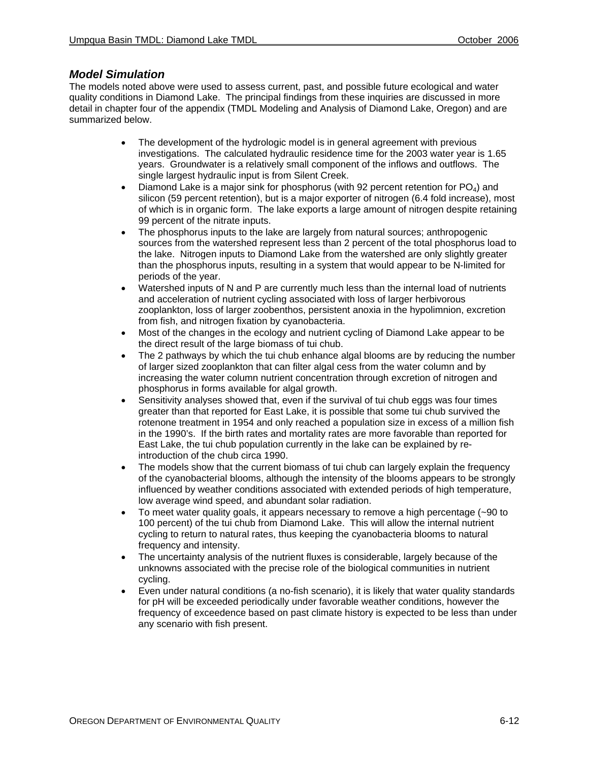### *Model Simulation*

The models noted above were used to assess current, past, and possible future ecological and water quality conditions in Diamond Lake. The principal findings from these inquiries are discussed in more detail in chapter four of the appendix (TMDL Modeling and Analysis of Diamond Lake, Oregon) and are summarized below.

- The development of the hydrologic model is in general agreement with previous investigations. The calculated hydraulic residence time for the 2003 water year is 1.65 years. Groundwater is a relatively small component of the inflows and outflows. The single largest hydraulic input is from Silent Creek.
- Diamond Lake is a major sink for phosphorus (with 92 percent retention for $PO_4$) and silicon (59 percent retention), but is a major exporter of nitrogen (6.4 fold increase), most of which is in organic form. The lake exports a large amount of nitrogen despite retaining 99 percent of the nitrate inputs.
- The phosphorus inputs to the lake are largely from natural sources; anthropogenic sources from the watershed represent less than 2 percent of the total phosphorus load to the lake. Nitrogen inputs to Diamond Lake from the watershed are only slightly greater than the phosphorus inputs, resulting in a system that would appear to be N-limited for periods of the year.
- Watershed inputs of N and P are currently much less than the internal load of nutrients and acceleration of nutrient cycling associated with loss of larger herbivorous zooplankton, loss of larger zoobenthos, persistent anoxia in the hypolimnion, excretion from fish, and nitrogen fixation by cyanobacteria.
- Most of the changes in the ecology and nutrient cycling of Diamond Lake appear to be the direct result of the large biomass of tui chub.
- The 2 pathways by which the tui chub enhance algal blooms are by reducing the number of larger sized zooplankton that can filter algal cess from the water column and by increasing the water column nutrient concentration through excretion of nitrogen and phosphorus in forms available for algal growth.
- Sensitivity analyses showed that, even if the survival of tui chub eggs was four times greater than that reported for East Lake, it is possible that some tui chub survived the rotenone treatment in 1954 and only reached a population size in excess of a million fish in the 1990's. If the birth rates and mortality rates are more favorable than reported for East Lake, the tui chub population currently in the lake can be explained by re-introduction of the chub circa 1990.
- The models show that the current biomass of tui chub can largely explain the frequency of the cyanobacterial blooms, although the intensity of the blooms appears to be strongly influenced by weather conditions associated with extended periods of high temperature, low average wind speed, and abundant solar radiation.
- To meet water quality goals, it appears necessary to remove a high percentage (~90 to 100 percent) of the tui chub from Diamond Lake. This will allow the internal nutrient cycling to return to natural rates, thus keeping the cyanobacteria blooms to natural frequency and intensity.
- The uncertainty analysis of the nutrient fluxes is considerable, largely because of the unknowns associated with the precise role of the biological communities in nutrient cycling.
- Even under natural conditions (a no-fish scenario), it is likely that water quality standards for pH will be exceeded periodically under favorable weather conditions, however the frequency of exceedence based on past climate history is expected to be less than under any scenario with fish present.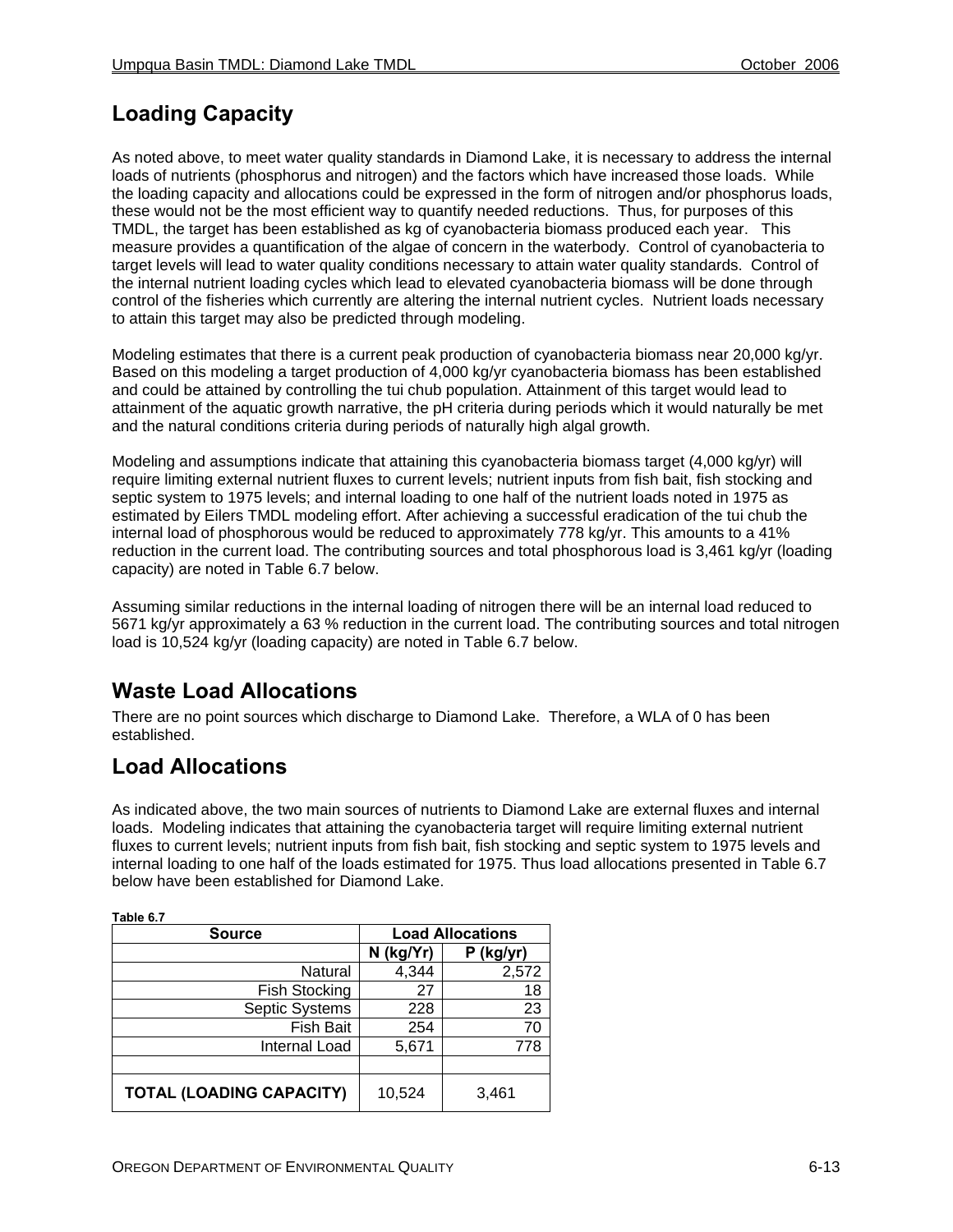## Loading Capacity

As noted above, to meet water quality standards in Diamond Lake, it is necessary to address the internal loads of nutrients (phosphorus and nitrogen) and the factors which have increased those loads. While the loading capacity and allocations could be expressed in the form of nitrogen and/or phosphorus loads, these would not be the most efficient way to quantify needed reductions. Thus, for purposes of this TMDL, the target has been established as kg of cyanobacteria biomass produced each year. This measure provides a quantification of the algae of concern in the waterbody. Control of cyanobacteria to target levels will lead to water quality conditions necessary to attain water quality standards. Control of the internal nutrient loading cycles which lead to elevated cyanobacteria biomass will be done through control of the fisheries which currently are altering the internal nutrient cycles. Nutrient loads necessary to attain this target may also be predicted through modeling.

Modeling estimates that there is a current peak production of cyanobacteria biomass near 20,000 kg/yr. Based on this modeling a target production of 4,000 kg/yr cyanobacteria biomass has been established and could be attained by controlling the tui chub population. Attainment of this target would lead to attainment of the aquatic growth narrative, the pH criteria during periods which it would naturally be met and the natural conditions criteria during periods of naturally high algal growth.

Modeling and assumptions indicate that attaining this cyanobacteria biomass target (4,000 kg/yr) will require limiting external nutrient fluxes to current levels; nutrient inputs from fish bait, fish stocking and septic system to 1975 levels; and internal loading to one half of the nutrient loads noted in 1975 as estimated by Eilers TMDL modeling effort. After achieving a successful eradication of the tui chub the internal load of phosphorous would be reduced to approximately 778 kg/yr. This amounts to a 41% reduction in the current load. The contributing sources and total phosphorous load is 3,461 kg/yr (loading capacity) are noted in Table 6.7 below.

Assuming similar reductions in the internal loading of nitrogen there will be an internal load reduced to 5671 kg/yr approximately a 63 % reduction in the current load. The contributing sources and total nitrogen load is 10,524 kg/yr (loading capacity) are noted in Table 6.7 below.

## Waste Load Allocations

There are no point sources which discharge to Diamond Lake. Therefore, a WLA of 0 has been established.

## Load Allocations

As indicated above, the two main sources of nutrients to Diamond Lake are external fluxes and internal loads. Modeling indicates that attaining the cyanobacteria target will require limiting external nutrient fluxes to current levels; nutrient inputs from fish bait, fish stocking and septic system to 1975 levels and internal loading to one half of the loads estimated for 1975. Thus load allocations presented in Table 6.7 below have been established for Diamond Lake.

**Table 6.7**

| Source | Load Allocations | |
|---|---|---|
| | N (kg/Yr) | P (kg/yr) |
| Natural | 4,344 | 2,572 |
| Fish Stocking | 27 | 18 |
| Septic Systems | 228 | 23 |
| Fish Bait | 254 | 70 |
| Internal Load | 5,671 | 778 |
| | | |
| **TOTAL (LOADING CAPACITY)** | 10,524 | 3,461 |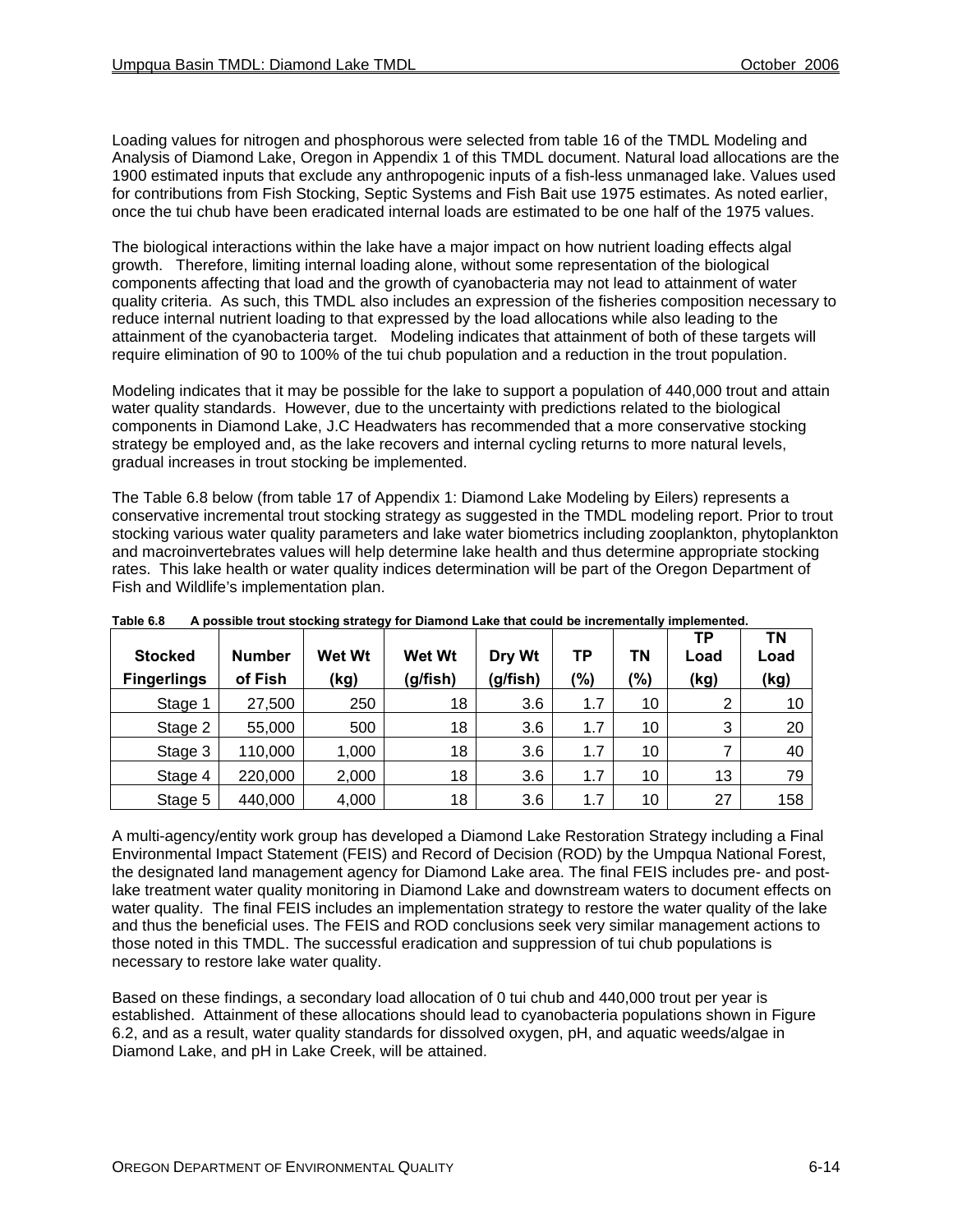Loading values for nitrogen and phosphorous were selected from table 16 of the TMDL Modeling and Analysis of Diamond Lake, Oregon in Appendix 1 of this TMDL document. Natural load allocations are the 1900 estimated inputs that exclude any anthropogenic inputs of a fish-less unmanaged lake. Values used for contributions from Fish Stocking, Septic Systems and Fish Bait use 1975 estimates. As noted earlier, once the tui chub have been eradicated internal loads are estimated to be one half of the 1975 values.

The biological interactions within the lake have a major impact on how nutrient loading effects algal growth. Therefore, limiting internal loading alone, without some representation of the biological components affecting that load and the growth of cyanobacteria may not lead to attainment of water quality criteria. As such, this TMDL also includes an expression of the fisheries composition necessary to reduce internal nutrient loading to that expressed by the load allocations while also leading to the attainment of the cyanobacteria target. Modeling indicates that attainment of both of these targets will require elimination of 90 to 100% of the tui chub population and a reduction in the trout population.

Modeling indicates that it may be possible for the lake to support a population of 440,000 trout and attain water quality standards. However, due to the uncertainty with predictions related to the biological components in Diamond Lake, J.C Headwaters has recommended that a more conservative stocking strategy be employed and, as the lake recovers and internal cycling returns to more natural levels, gradual increases in trout stocking be implemented.

The Table 6.8 below (from table 17 of Appendix 1: Diamond Lake Modeling by Eilers) represents a conservative incremental trout stocking strategy as suggested in the TMDL modeling report. Prior to trout stocking various water quality parameters and lake water biometrics including zooplankton, phytoplankton and macroinvertebrates values will help determine lake health and thus determine appropriate stocking rates. This lake health or water quality indices determination will be part of the Oregon Department of Fish and Wildlife's implementation plan.

**Table 6.8 A possible trout stocking strategy for Diamond Lake that could be incrementally implemented.**

| Stocked Fingerlings | Number of Fish | Wet Wt (kg) | Wet Wt (g/fish) | Dry Wt (g/fish) | TP (%) | TN (%) | TP Load (kg) | TN Load (kg) |
|---|---|---|---|---|---|---|---|---|
| Stage 1 | 27,500 | 250 | 18 | 3.6 | 1.7 | 10 | 2 | 10 |
| Stage 2 | 55,000 | 500 | 18 | 3.6 | 1.7 | 10 | 3 | 20 |
| Stage 3 | 110,000 | 1,000 | 18 | 3.6 | 1.7 | 10 | 7 | 40 |
| Stage 4 | 220,000 | 2,000 | 18 | 3.6 | 1.7 | 10 | 13 | 79 |
| Stage 5 | 440,000 | 4,000 | 18 | 3.6 | 1.7 | 10 | 27 | 158 |

A multi-agency/entity work group has developed a Diamond Lake Restoration Strategy including a Final Environmental Impact Statement (FEIS) and Record of Decision (ROD) by the Umpqua National Forest, the designated land management agency for Diamond Lake area. The final FEIS includes pre- and post-lake treatment water quality monitoring in Diamond Lake and downstream waters to document effects on water quality. The final FEIS includes an implementation strategy to restore the water quality of the lake and thus the beneficial uses. The FEIS and ROD conclusions seek very similar management actions to those noted in this TMDL. The successful eradication and suppression of tui chub populations is necessary to restore lake water quality.

Based on these findings, a secondary load allocation of 0 tui chub and 440,000 trout per year is established. Attainment of these allocations should lead to cyanobacteria populations shown in Figure 6.2, and as a result, water quality standards for dissolved oxygen, pH, and aquatic weeds/algae in Diamond Lake, and pH in Lake Creek, will be attained.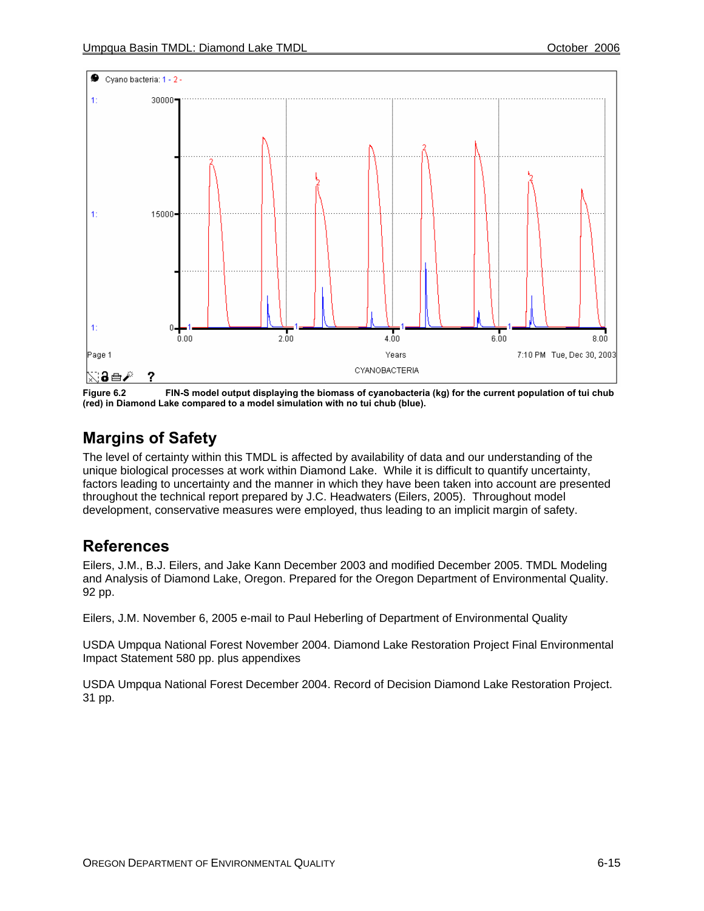Cyano bacteria: 1 - 2 -

1: 30000

1: 15000

1: 0

0.00 2.00 4.00 6.00 8.00

Page 1

Years

7:10 PM Tue, Dec 30, 2003

CYANOBACTERIA

**Figure 6.2** FIN-S model output displaying the biomass of cyanobacteria (kg) for the current population of tui chub (red) in Diamond Lake compared to a model simulation with no tui chub (blue).

## Margins of Safety

The level of certainty within this TMDL is affected by availability of data and our understanding of the unique biological processes at work within Diamond Lake. While it is difficult to quantify uncertainty, factors leading to uncertainty and the manner in which they have been taken into account are presented throughout the technical report prepared by J.C. Headwaters (Eilers, 2005). Throughout model development, conservative measures were employed, thus leading to an implicit margin of safety.

## References

Eilers, J.M., B.J. Eilers, and Jake Kann December 2003 and modified December 2005. TMDL Modeling and Analysis of Diamond Lake, Oregon. Prepared for the Oregon Department of Environmental Quality. 92 pp.

Eilers, J.M. November 6, 2005 e-mail to Paul Heberling of Department of Environmental Quality

USDA Umpqua National Forest November 2004. Diamond Lake Restoration Project Final Environmental Impact Statement 580 pp. plus appendixes

USDA Umpqua National Forest December 2004. Record of Decision Diamond Lake Restoration Project. 31 pp.